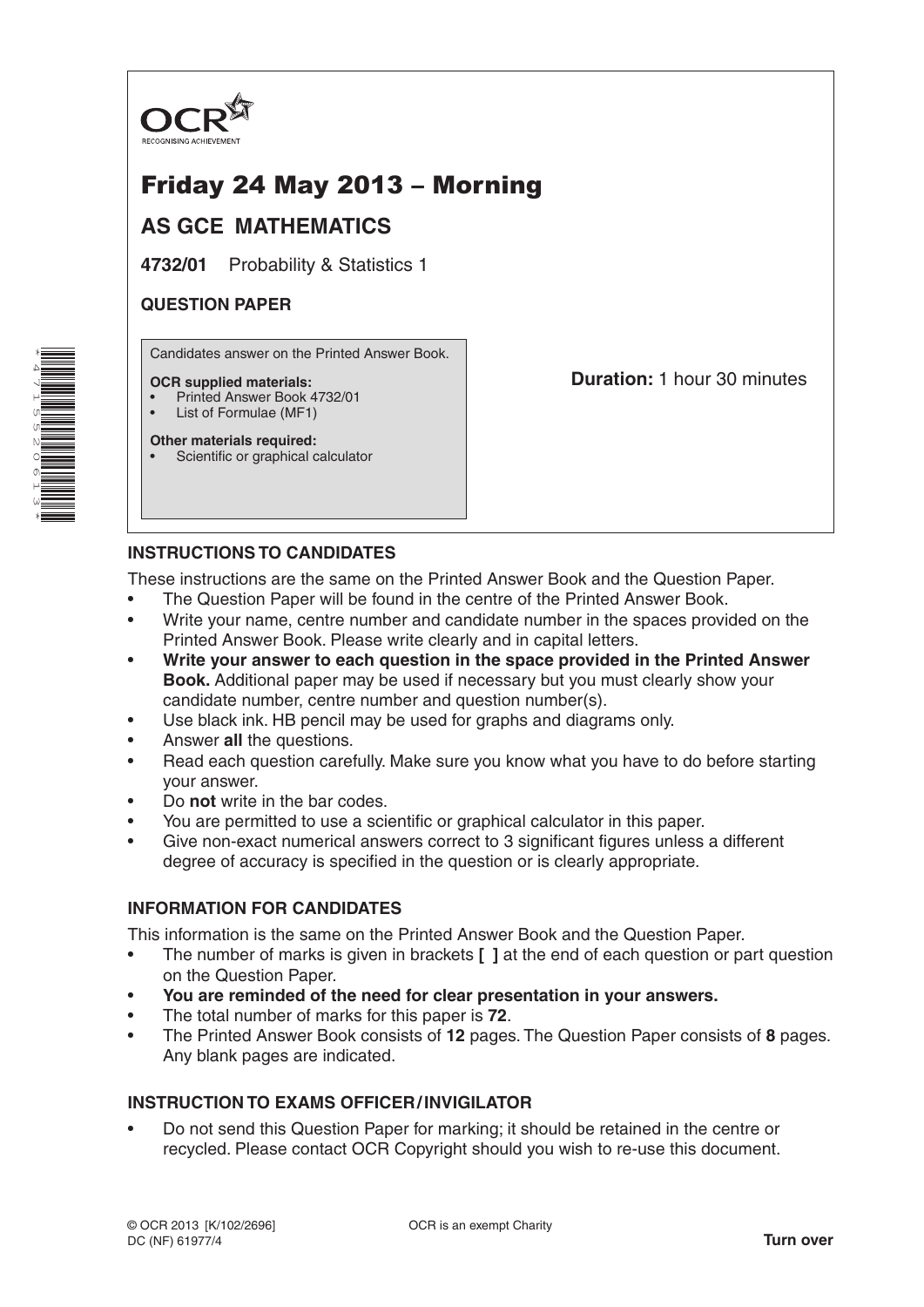OCR
RECOGNISING ACHIEVEMENT

# Friday 24 May 2013 – Morning

## AS GCE MATHEMATICS

**4732/01** Probability & Statistics 1

**QUESTION PAPER**

Candidates answer on the Printed Answer Book.

**OCR supplied materials:**
- Printed Answer Book 4732/01
- List of Formulae (MF1)

**Other materials required:**
- Scientific or graphical calculator

**Duration:** 1 hour 30 minutes

### INSTRUCTIONS TO CANDIDATES

These instructions are the same on the Printed Answer Book and the Question Paper.

- The Question Paper will be found in the centre of the Printed Answer Book.
- Write your name, centre number and candidate number in the spaces provided on the Printed Answer Book. Please write clearly and in capital letters.
- **Write your answer to each question in the space provided in the Printed Answer Book.** Additional paper may be used if necessary but you must clearly show your candidate number, centre number and question number(s).
- Use black ink. HB pencil may be used for graphs and diagrams only.
- Answer **all** the questions.
- Read each question carefully. Make sure you know what you have to do before starting your answer.
- Do **not** write in the bar codes.
- You are permitted to use a scientific or graphical calculator in this paper.
- Give non-exact numerical answers correct to 3 significant figures unless a different degree of accuracy is specified in the question or is clearly appropriate.

### INFORMATION FOR CANDIDATES

This information is the same on the Printed Answer Book and the Question Paper.

- The number of marks is given in brackets **[ ]** at the end of each question or part question on the Question Paper.
- **You are reminded of the need for clear presentation in your answers.**
- The total number of marks for this paper is **72**.
- The Printed Answer Book consists of **12** pages. The Question Paper consists of **8** pages. Any blank pages are indicated.

### INSTRUCTION TO EXAMS OFFICER / INVIGILATOR

- Do not send this Question Paper for marking; it should be retained in the centre or recycled. Please contact OCR Copyright should you wish to re-use this document.

© OCR 2013 [K/102/2696]
DC (NF) 61977/4

OCR is an exempt Charity

**Turn over**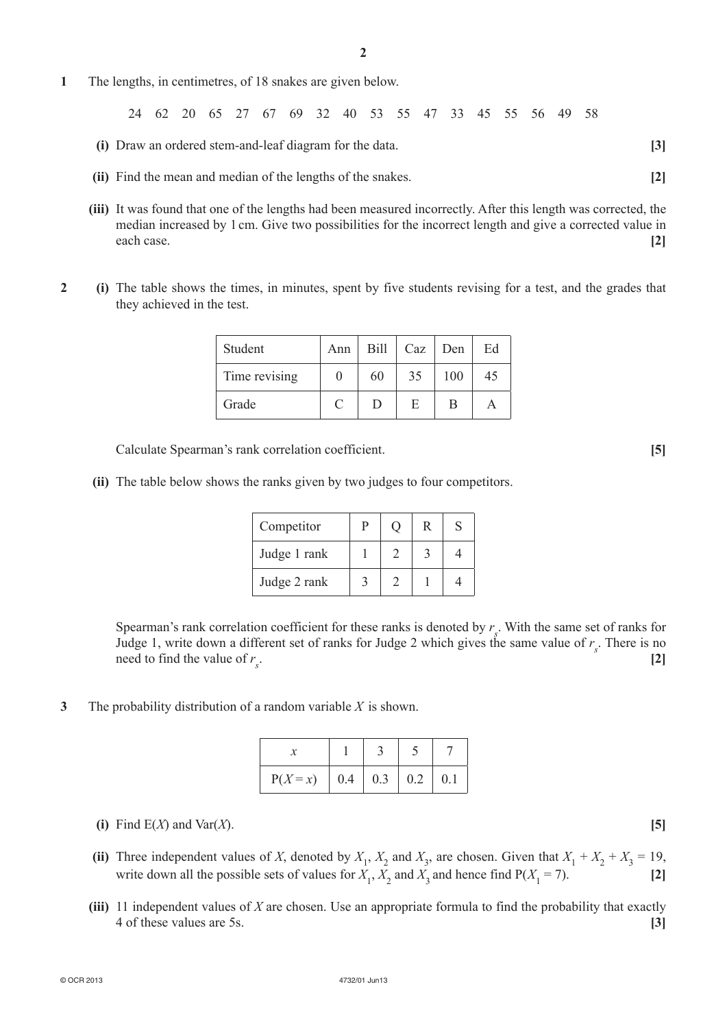**1** The lengths, in centimetres, of 18 snakes are given below.

24 62 20 65 27 67 69 32 40 53 55 47 33 45 55 56 49 58

**(i)** Draw an ordered stem-and-leaf diagram for the data. **[3]**

**(ii)** Find the mean and median of the lengths of the snakes. **[2]**

**(iii)** It was found that one of the lengths had been measured incorrectly. After this length was corrected, the median increased by 1 cm. Give two possibilities for the incorrect length and give a corrected value in each case. **[2]**

**2** **(i)** The table shows the times, in minutes, spent by five students revising for a test, and the grades that they achieved in the test.

| Student | Ann | Bill | Caz | Den | Ed |
|---|---|---|---|---|---|
| Time revising | 0 | 60 | 35 | 100 | 45 |
| Grade | C | D | E | B | A |

Calculate Spearman's rank correlation coefficient. **[5]**

**(ii)** The table below shows the ranks given by two judges to four competitors.

| Competitor | P | Q | R | S |
|---|---|---|---|---|
| Judge 1 rank | 1 | 2 | 3 | 4 |
| Judge 2 rank | 3 | 2 | 1 | 4 |

Spearman's rank correlation coefficient for these ranks is denoted by $r_s$. With the same set of ranks for Judge 1, write down a different set of ranks for Judge 2 which gives the same value of $r_s$. There is no need to find the value of $r_s$. **[2]**

**3** The probability distribution of a random variable $X$ is shown.

| $x$ | 1 | 3 | 5 | 7 |
|---|---|---|---|---|
| $P(X = x)$ | 0.4 | 0.3 | 0.2 | 0.1 |

**(i)** Find $E(X)$ and $Var(X)$. **[5]**

**(ii)** Three independent values of $X$, denoted by $X_1$, $X_2$ and $X_3$, are chosen. Given that $X_1 + X_2 + X_3 = 19$, write down all the possible sets of values for $X_1$, $X_2$ and $X_3$ and hence find $P(X_1 = 7)$. **[2]**

**(iii)** 11 independent values of $X$ are chosen. Use an appropriate formula to find the probability that exactly 4 of these values are 5s. **[3]**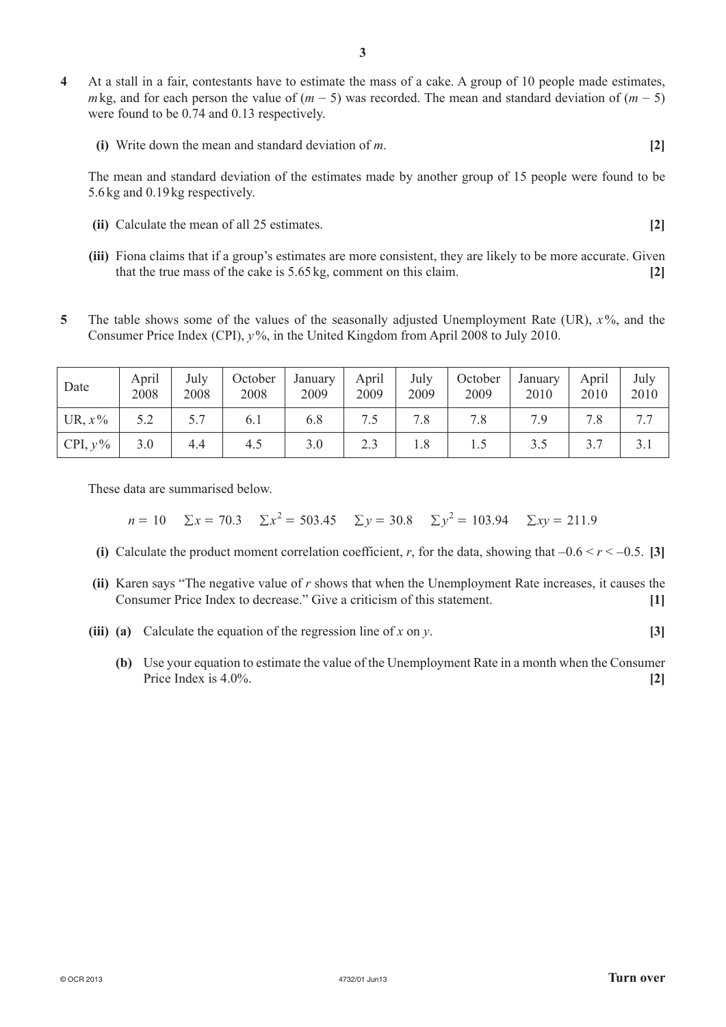**4** At a stall in a fair, contestants have to estimate the mass of a cake. A group of 10 people made estimates, $m$ kg, and for each person the value of $(m - 5)$ was recorded. The mean and standard deviation of $(m - 5)$ were found to be 0.74 and 0.13 respectively.

**(i)** Write down the mean and standard deviation of $m$. **[2]**

The mean and standard deviation of the estimates made by another group of 15 people were found to be 5.6 kg and 0.19 kg respectively.

**(ii)** Calculate the mean of all 25 estimates. **[2]**

**(iii)** Fiona claims that if a group's estimates are more consistent, they are likely to be more accurate. Given that the true mass of the cake is 5.65 kg, comment on this claim. **[2]**

**5** The table shows some of the values of the seasonally adjusted Unemployment Rate (UR), $x$%, and the Consumer Price Index (CPI), $y$%, in the United Kingdom from April 2008 to July 2010.

| Date | April 2008 | July 2008 | October 2008 | January 2009 | April 2009 | July 2009 | October 2009 | January 2010 | April 2010 | July 2010 |
|---|---|---|---|---|---|---|---|---|---|---|
| UR, $x$% | 5.2 | 5.7 | 6.1 | 6.8 | 7.5 | 7.8 | 7.8 | 7.9 | 7.8 | 7.7 |
| CPI, $y$% | 3.0 | 4.4 | 4.5 | 3.0 | 2.3 | 1.8 | 1.5 | 3.5 | 3.7 | 3.1 |

These data are summarised below.

$$n = 10 \quad \Sigma x = 70.3 \quad \Sigma x^2 = 503.45 \quad \Sigma y = 30.8 \quad \Sigma y^2 = 103.94 \quad \Sigma xy = 211.9$$

**(i)** Calculate the product moment correlation coefficient, $r$, for the data, showing that $-0.6 < r < -0.5$. **[3]**

**(ii)** Karen says "The negative value of $r$ shows that when the Unemployment Rate increases, it causes the Consumer Price Index to decrease." Give a criticism of this statement. **[1]**

**(iii) (a)** Calculate the equation of the regression line of $x$ on $y$. **[3]**

**(b)** Use your equation to estimate the value of the Unemployment Rate in a month when the Consumer Price Index is 4.0%. **[2]**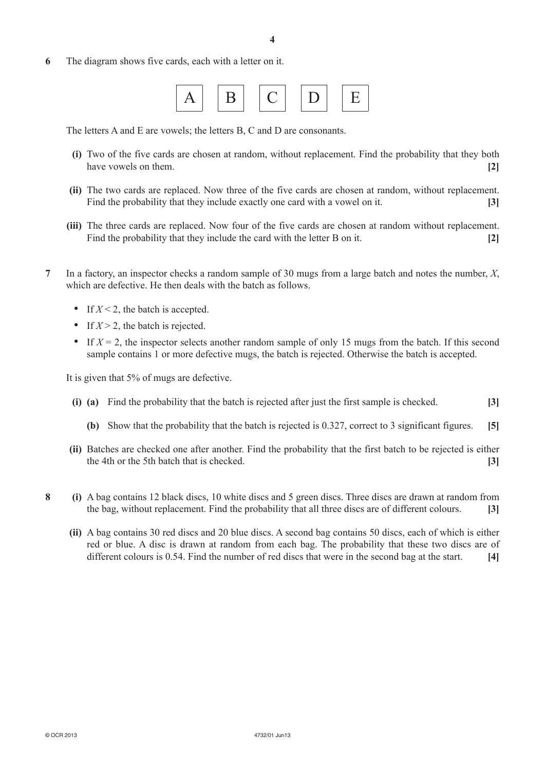**6** The diagram shows five cards, each with a letter on it.

| A | B | C | D | E |
|---|---|---|---|---|

The letters A and E are vowels; the letters B, C and D are consonants.

**(i)** Two of the five cards are chosen at random, without replacement. Find the probability that they both have vowels on them. **[2]**

**(ii)** The two cards are replaced. Now three of the five cards are chosen at random, without replacement. Find the probability that they include exactly one card with a vowel on it. **[3]**

**(iii)** The three cards are replaced. Now four of the five cards are chosen at random without replacement. Find the probability that they include the card with the letter B on it. **[2]**

**7** In a factory, an inspector checks a random sample of 30 mugs from a large batch and notes the number, $X$, which are defective. He then deals with the batch as follows.

- If $X < 2$, the batch is accepted.
- If $X > 2$, the batch is rejected.
- If $X = 2$, the inspector selects another random sample of only 15 mugs from the batch. If this second sample contains 1 or more defective mugs, the batch is rejected. Otherwise the batch is accepted.

It is given that 5% of mugs are defective.

**(i) (a)** Find the probability that the batch is rejected after just the first sample is checked. **[3]**

**(b)** Show that the probability that the batch is rejected is 0.327, correct to 3 significant figures. **[5]**

**(ii)** Batches are checked one after another. Find the probability that the first batch to be rejected is either the 4th or the 5th batch that is checked. **[3]**

**8** **(i)** A bag contains 12 black discs, 10 white discs and 5 green discs. Three discs are drawn at random from the bag, without replacement. Find the probability that all three discs are of different colours. **[3]**

**(ii)** A bag contains 30 red discs and 20 blue discs. A second bag contains 50 discs, each of which is either red or blue. A disc is drawn at random from each bag. The probability that these two discs are of different colours is 0.54. Find the number of red discs that were in the second bag at the start. **[4]**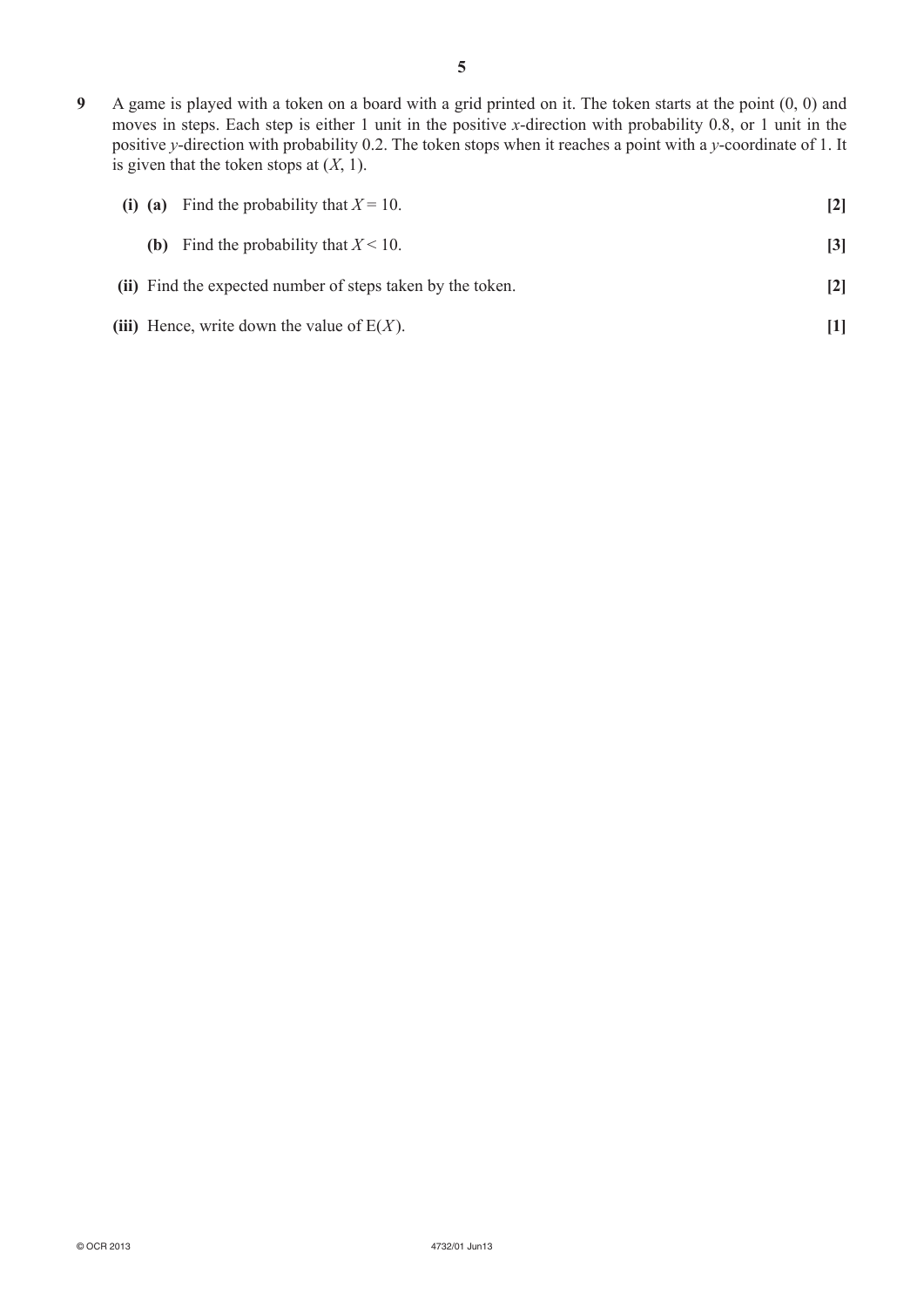**9** A game is played with a token on a board with a grid printed on it. The token starts at the point (0, 0) and moves in steps. Each step is either 1 unit in the positive $x$-direction with probability 0.8, or 1 unit in the positive $y$-direction with probability 0.2. The token stops when it reaches a point with a $y$-coordinate of 1. It is given that the token stops at $(X, 1)$.

**(i) (a)** Find the probability that $X = 10$. **[2]**

**(b)** Find the probability that $X < 10$. **[3]**

**(ii)** Find the expected number of steps taken by the token. **[2]**

**(iii)** Hence, write down the value of $\mathrm{E}(X)$. **[1]**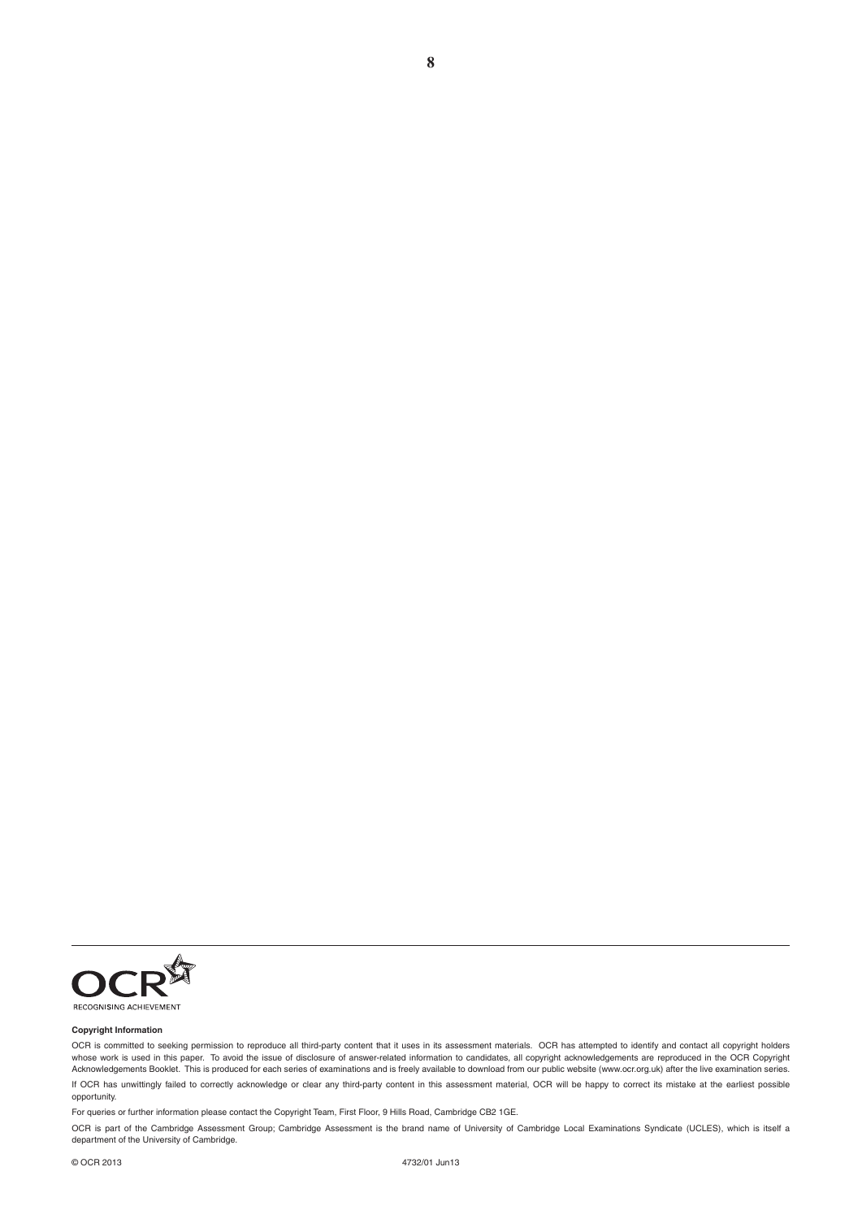OCR
RECOGNISING ACHIEVEMENT

**Copyright Information**

OCR is committed to seeking permission to reproduce all third-party content that it uses in its assessment materials. OCR has attempted to identify and contact all copyright holders whose work is used in this paper. To avoid the issue of disclosure of answer-related information to candidates, all copyright acknowledgements are reproduced in the OCR Copyright Acknowledgements Booklet. This is produced for each series of examinations and is freely available to download from our public website (www.ocr.org.uk) after the live examination series.

If OCR has unwittingly failed to correctly acknowledge or clear any third-party content in this assessment material, OCR will be happy to correct its mistake at the earliest possible opportunity.

For queries or further information please contact the Copyright Team, First Floor, 9 Hills Road, Cambridge CB2 1GE.

OCR is part of the Cambridge Assessment Group; Cambridge Assessment is the brand name of University of Cambridge Local Examinations Syndicate (UCLES), which is itself a department of the University of Cambridge.

© OCR 2013 4732/01 Jun13